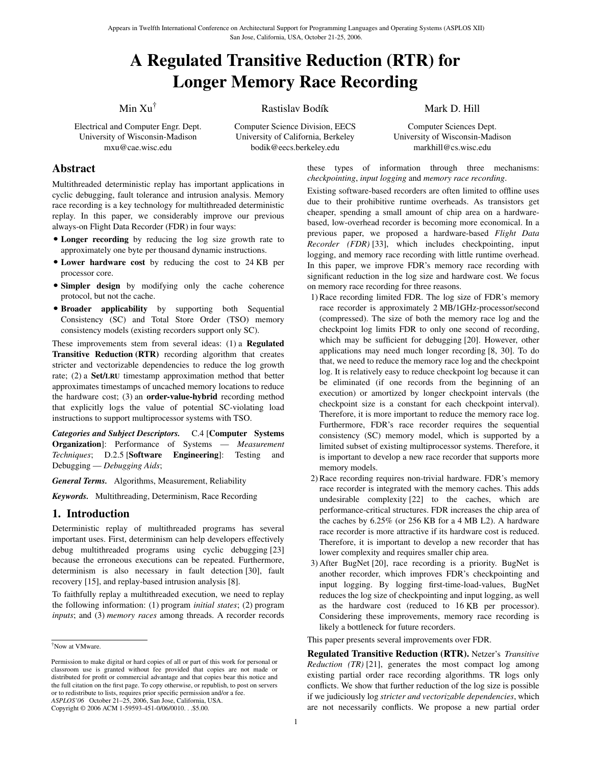Appears in Twelfth International Conference on Architectural Support for Programming Languages and Operating Systems (ASPLOS XII)
San Jose, California, USA, October 21-25, 2006.

# A Regulated Transitive Reduction (RTR) for Longer Memory Race Recording

Min Xu[†]
Electrical and Computer Engr. Dept.
University of Wisconsin-Madison
mxu@cae.wisc.edu

Rastislav Bodík
Computer Science Division, EECS
University of California, Berkeley
bodik@eecs.berkeley.edu

Mark D. Hill
Computer Sciences Dept.
University of Wisconsin-Madison
markhill@cs.wisc.edu

## Abstract

Multithreaded deterministic replay has important applications in cyclic debugging, fault tolerance and intrusion analysis. Memory race recording is a key technology for multithreaded deterministic replay. In this paper, we considerably improve our previous always-on Flight Data Recorder (FDR) in four ways:

- **Longer recording** by reducing the log size growth rate to approximately one byte per thousand dynamic instructions.
- **Lower hardware cost** by reducing the cost to 24 KB per processor core.
- **Simpler design** by modifying only the cache coherence protocol, but not the cache.
- **Broader applicability** by supporting both Sequential Consistency (SC) and Total Store Order (TSO) memory consistency models (existing recorders support only SC).

These improvements stem from several ideas: (1) a **Regulated Transitive Reduction (RTR)** recording algorithm that creates stricter and vectorizable dependencies to reduce the log growth rate; (2) a **Set/LRU** timestamp approximation method that better approximates timestamps of uncached memory locations to reduce the hardware cost; (3) an **order-value-hybrid** recording method that explicitly logs the value of potential SC-violating load instructions to support multiprocessor systems with TSO.

***Categories and Subject Descriptors.*** C.4 [**Computer Systems Organization**]: Performance of Systems — *Measurement Techniques*; D.2.5 [**Software Engineering**]: Testing and Debugging — *Debugging Aids*;

***General Terms.*** Algorithms, Measurement, Reliability

***Keywords.*** Multithreading, Determinism, Race Recording

## 1. Introduction

Deterministic replay of multithreaded programs has several important uses. First, determinism can help developers effectively debug multithreaded programs using cyclic debugging [23] because the erroneous executions can be repeated. Furthermore, determinism is also necessary in fault detection [30], fault recovery [15], and replay-based intrusion analysis [8].

To faithfully replay a multithreaded execution, we need to replay the following information: (1) program *initial states*; (2) program *inputs*; and (3) *memory races* among threads. A recorder records these types of information through three mechanisms: *checkpointing*, *input logging* and *memory race recording*.

Existing software-based recorders are often limited to offline uses due to their prohibitive runtime overheads. As transistors get cheaper, spending a small amount of chip area on a hardware-based, low-overhead recorder is becoming more economical. In a previous paper, we proposed a hardware-based *Flight Data Recorder (FDR)* [33], which includes checkpointing, input logging, and memory race recording with little runtime overhead. In this paper, we improve FDR's memory race recording with significant reduction in the log size and hardware cost. We focus on memory race recording for three reasons.

1) Race recording limited FDR. The log size of FDR's memory race recorder is approximately 2 MB/1GHz-processor/second (compressed). The size of both the memory race log and the checkpoint log limits FDR to only one second of recording, which may be sufficient for debugging [20]. However, other applications may need much longer recording [8, 30]. To do that, we need to reduce the memory race log and the checkpoint log. It is relatively easy to reduce checkpoint log because it can be eliminated (if one records from the beginning of an execution) or amortized by longer checkpoint intervals (the checkpoint size is a constant for each checkpoint interval). Therefore, it is more important to reduce the memory race log. Furthermore, FDR's race recorder requires the sequential consistency (SC) memory model, which is supported by a limited subset of existing multiprocessor systems. Therefore, it is important to develop a new race recorder that supports more memory models.
2) Race recording requires non-trivial hardware. FDR's memory race recorder is integrated with the memory caches. This adds undesirable complexity [22] to the caches, which are performance-critical structures. FDR increases the chip area of the caches by 6.25% (or 256 KB for a 4 MB L2). A hardware race recorder is more attractive if its hardware cost is reduced. Therefore, it is important to develop a new recorder that has lower complexity and requires smaller chip area.
3) After BugNet [20], race recording is a priority. BugNet is another recorder, which improves FDR's checkpointing and input logging. By logging first-time-load-values, BugNet reduces the log size of checkpointing and input logging, as well as the hardware cost (reduced to 16 KB per processor). Considering these improvements, memory race recording is likely a bottleneck for future recorders.

This paper presents several improvements over FDR.

**Regulated Transitive Reduction (RTR).** Netzer's *Transitive Reduction (TR)* [21], generates the most compact log among existing partial order race recording algorithms. TR logs only conflicts. We show that further reduction of the log size is possible if we judiciously log *stricter and vectorizable dependencies*, which are not necessarily conflicts. We propose a new partial order

[†]Now at VMware.

Permission to make digital or hard copies of all or part of this work for personal or classroom use is granted without fee provided that copies are not made or distributed for profit or commercial advantage and that copies bear this notice and the full citation on the first page. To copy otherwise, or republish, to post on servers or to redistribute to lists, requires prior specific permission and/or a fee.
*ASPLOS'06* October 21–25, 2006, San Jose, California, USA.
Copyright © 2006 ACM 1-59593-451-0/06/0010. . .$5.00.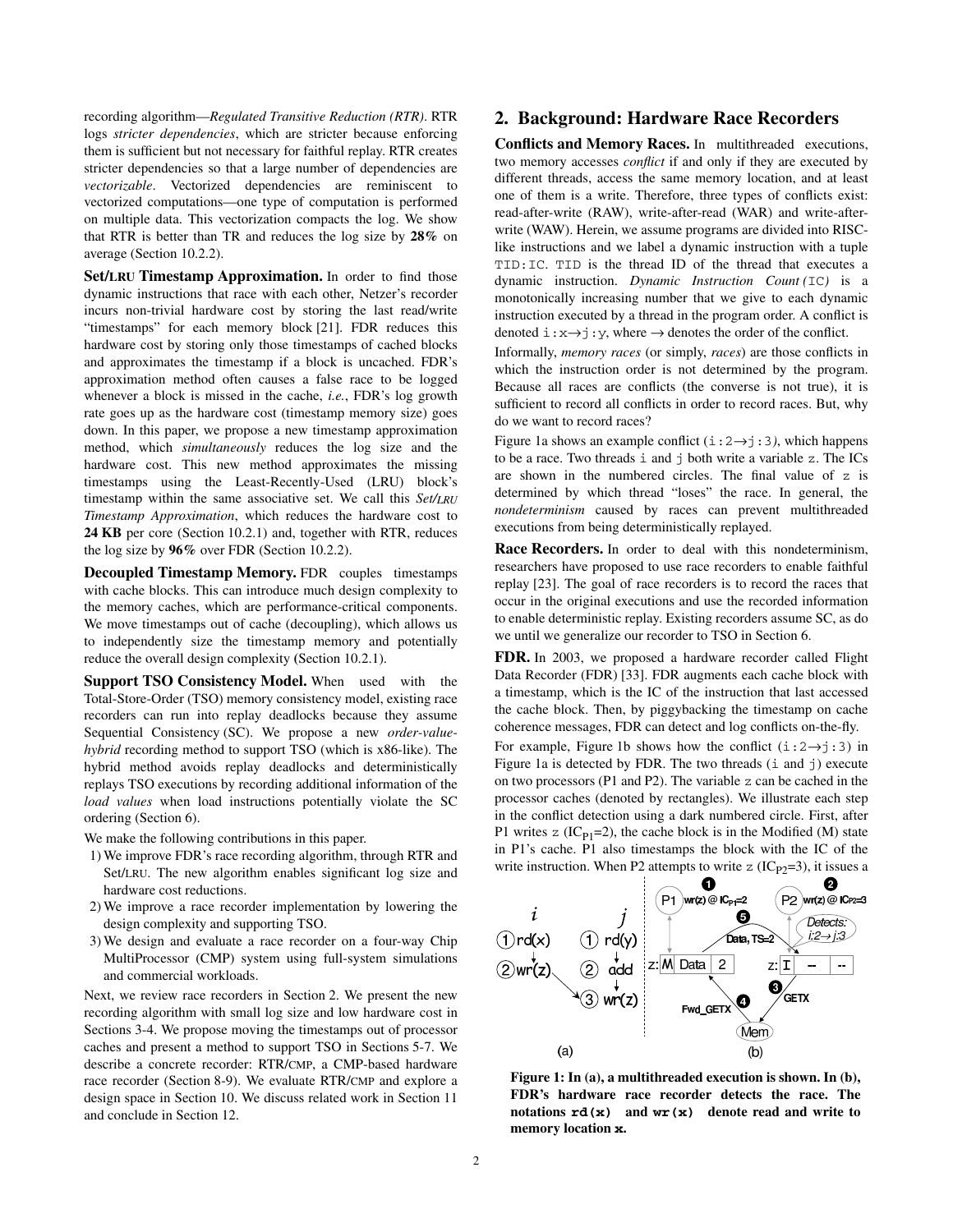recording algorithm—*Regulated Transitive Reduction (RTR)*. RTR logs *stricter dependencies*, which are stricter because enforcing them is sufficient but not necessary for faithful replay. RTR creates stricter dependencies so that a large number of dependencies are *vectorizable*. Vectorized dependencies are reminiscent to vectorized computations—one type of computation is performed on multiple data. This vectorization compacts the log. We show that RTR is better than TR and reduces the log size by **28%** on average (Section 10.2.2).

**Set/LRU Timestamp Approximation.** In order to find those dynamic instructions that race with each other, Netzer's recorder incurs non-trivial hardware cost by storing the last read/write "timestamps" for each memory block [21]. FDR reduces this hardware cost by storing only those timestamps of cached blocks and approximates the timestamp if a block is uncached. FDR's approximation method often causes a false race to be logged whenever a block is missed in the cache, *i.e.*, FDR's log growth rate goes up as the hardware cost (timestamp memory size) goes down. In this paper, we propose a new timestamp approximation method, which *simultaneously* reduces the log size and the hardware cost. This new method approximates the missing timestamps using the Least-Recently-Used (LRU) block's timestamp within the same associative set. We call this *Set/LRU Timestamp Approximation*, which reduces the hardware cost to **24 KB** per core (Section 10.2.1) and, together with RTR, reduces the log size by **96%** over FDR (Section 10.2.2).

**Decoupled Timestamp Memory.** FDR couples timestamps with cache blocks. This can introduce much design complexity to the memory caches, which are performance-critical components. We move timestamps out of cache (decoupling), which allows us to independently size the timestamp memory and potentially reduce the overall design complexity (Section 10.2.1).

**Support TSO Consistency Model.** When used with the Total-Store-Order (TSO) memory consistency model, existing race recorders can run into replay deadlocks because they assume Sequential Consistency (SC). We propose a new *order-value-hybrid* recording method to support TSO (which is x86-like). The hybrid method avoids replay deadlocks and deterministically replays TSO executions by recording additional information of the *load values* when load instructions potentially violate the SC ordering (Section 6).

We make the following contributions in this paper.

1) We improve FDR's race recording algorithm, through RTR and Set/LRU. The new algorithm enables significant log size and hardware cost reductions.
2) We improve a race recorder implementation by lowering the design complexity and supporting TSO.
3) We design and evaluate a race recorder on a four-way Chip MultiProcessor (CMP) system using full-system simulations and commercial workloads.

Next, we review race recorders in Section 2. We present the new recording algorithm with small log size and low hardware cost in Sections 3-4. We propose moving the timestamps out of processor caches and present a method to support TSO in Sections 5-7. We describe a concrete recorder: RTR/CMP, a CMP-based hardware race recorder (Section 8-9). We evaluate RTR/CMP and explore a design space in Section 10. We discuss related work in Section 11 and conclude in Section 12.

## 2. Background: Hardware Race Recorders

**Conflicts and Memory Races.** In multithreaded executions, two memory accesses *conflict* if and only if they are executed by different threads, access the same memory location, and at least one of them is a write. Therefore, three types of conflicts exist: read-after-write (RAW), write-after-read (WAR) and write-after-write (WAW). Herein, we assume programs are divided into RISC-like instructions and we label a dynamic instruction with a tuple `TID:IC`. `TID` is the thread ID of the thread that executes a dynamic instruction. *Dynamic Instruction Count (*`IC`*)* is a monotonically increasing number that we give to each dynamic instruction executed by a thread in the program order. A conflict is denoted `i:x`→`j:y`, where → denotes the order of the conflict.

Informally, *memory races* (or simply, *races*) are those conflicts in which the instruction order is not determined by the program. Because all races are conflicts (the converse is not true), it is sufficient to record all conflicts in order to record races. But, why do we want to record races?

Figure 1a shows an example conflict (`i:2`→`j:3`), which happens to be a race. Two threads `i` and `j` both write a variable `z`. The ICs are shown in the numbered circles. The final value of `z` is determined by which thread "loses" the race. In general, the *nondeterminism* caused by races can prevent multithreaded executions from being deterministically replayed.

**Race Recorders.** In order to deal with this nondeterminism, researchers have proposed to use race recorders to enable faithful replay [23]. The goal of race recorders is to record the races that occur in the original executions and use the recorded information to enable deterministic replay. Existing recorders assume SC, as do we until we generalize our recorder to TSO in Section 6.

**FDR.** In 2003, we proposed a hardware recorder called Flight Data Recorder (FDR) [33]. FDR augments each cache block with a timestamp, which is the IC of the instruction that last accessed the cache block. Then, by piggybacking the timestamp on cache coherence messages, FDR can detect and log conflicts on-the-fly.

For example, Figure 1b shows how the conflict (`i:2`→`j:3`) in Figure 1a is detected by FDR. The two threads (`i` and `j`) execute on two processors (P1 and P2). The variable `z` can be cached in the processor caches (denoted by rectangles). We illustrate each step in the conflict detection using a dark numbered circle. First, after P1 writes `z` ($IC_{P1}$=2), the cache block is in the Modified (M) state in P1's cache. P1 also timestamps the block with the IC of the write instruction. When P2 attempts to write `z` ($IC_{P2}$=3), it issues a

**Figure 1: In (a), a multithreaded execution is shown. In (b), FDR's hardware race recorder detects the race. The notations `rd(x)` and `wr(x)` denote read and write to memory location `x`.**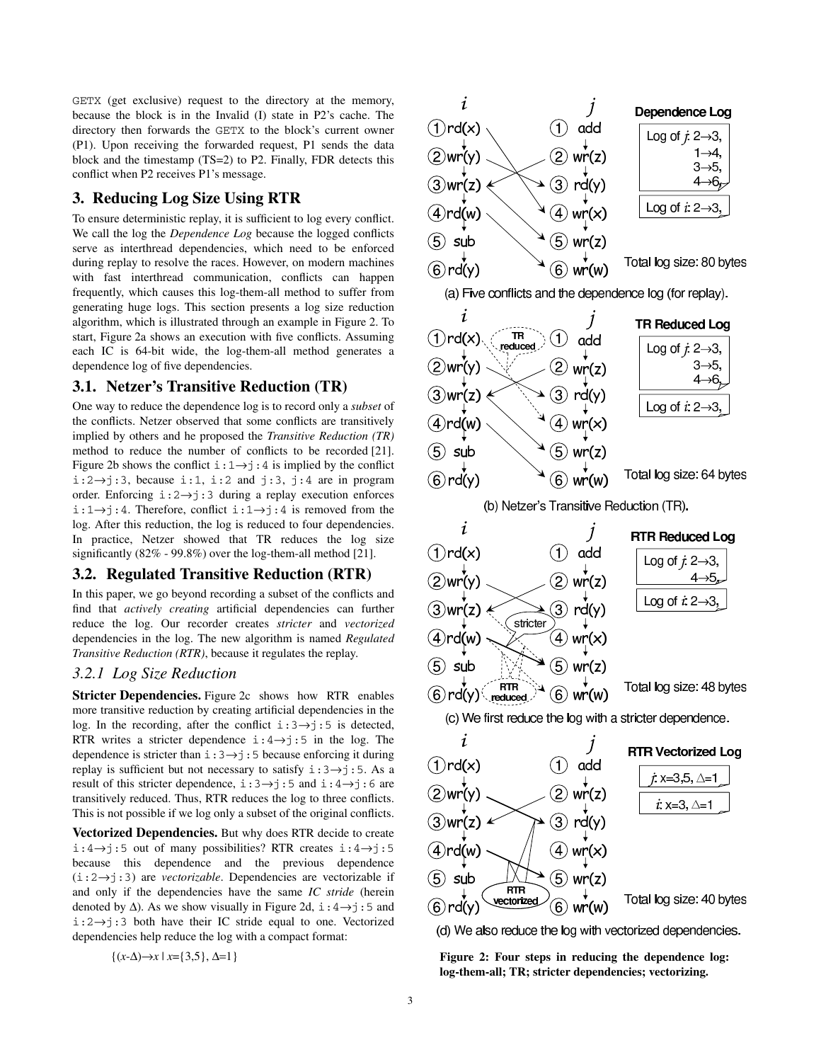GETX (get exclusive) request to the directory at the memory, because the block is in the Invalid (I) state in P2's cache. The directory then forwards the GETX to the block's current owner (P1). Upon receiving the forwarded request, P1 sends the data block and the timestamp (TS=2) to P2. Finally, FDR detects this conflict when P2 receives P1's message.

## 3. Reducing Log Size Using RTR

To ensure deterministic replay, it is sufficient to log every conflict. We call the log the *Dependence Log* because the logged conflicts serve as interthread dependencies, which need to be enforced during replay to resolve the races. However, on modern machines with fast interthread communication, conflicts can happen frequently, which causes this log-them-all method to suffer from generating huge logs. This section presents a log size reduction algorithm, which is illustrated through an example in Figure 2. To start, Figure 2a shows an execution with five conflicts. Assuming each IC is 64-bit wide, the log-them-all method generates a dependence log of five dependencies.

### 3.1. Netzer's Transitive Reduction (TR)

One way to reduce the dependence log is to record only a *subset* of the conflicts. Netzer observed that some conflicts are transitively implied by others and he proposed the *Transitive Reduction (TR)* method to reduce the number of conflicts to be recorded [21]. Figure 2b shows the conflict `i:1→j:4` is implied by the conflict `i:2→j:3`, because `i:1`, `i:2` and `j:3`, `j:4` are in program order. Enforcing `i:2→j:3` during a replay execution enforces `i:1→j:4`. Therefore, conflict `i:1→j:4` is removed from the log. After this reduction, the log is reduced to four dependencies. In practice, Netzer showed that TR reduces the log size significantly (82% - 99.8%) over the log-them-all method [21].

### 3.2. Regulated Transitive Reduction (RTR)

In this paper, we go beyond recording a subset of the conflicts and find that *actively creating* artificial dependencies can further reduce the log. Our recorder creates *stricter* and *vectorized* dependencies in the log. The new algorithm is named *Regulated Transitive Reduction (RTR)*, because it regulates the replay.

#### *3.2.1 Log Size Reduction*

**Stricter Dependencies.** Figure 2c shows how RTR enables more transitive reduction by creating artificial dependencies in the log. In the recording, after the conflict `i:3→j:5` is detected, RTR writes a stricter dependence `i:4→j:5` in the log. The dependence is stricter than `i:3→j:5` because enforcing it during replay is sufficient but not necessary to satisfy `i:3→j:5`. As a result of this stricter dependence, `i:3→j:5` and `i:4→j:6` are transitively reduced. Thus, RTR reduces the log to three conflicts. This is not possible if we log only a subset of the original conflicts.

**Vectorized Dependencies.** But why does RTR decide to create `i:4→j:5` out of many possibilities? RTR creates `i:4→j:5` because this dependence and the previous dependence (`i:2→j:3`) are *vectorizable*. Dependencies are vectorizable if and only if the dependencies have the same *IC stride* (herein denoted by Δ). As we show visually in Figure 2d, `i:4→j:5` and `i:2→j:3` both have their IC stride equal to one. Vectorized dependencies help reduce the log with a compact format:

$$\{(x\text{-}\Delta)\rightarrow x \mid x=\{3,5\},\ \Delta=1\}$$

(a) Five conflicts and the dependence log (for replay).

(b) Netzer's Transitive Reduction (TR).

(c) We first reduce the log with a stricter dependence.

(d) We also reduce the log with vectorized dependencies.

**Figure 2: Four steps in reducing the dependence log: log-them-all; TR; stricter dependencies; vectorizing.**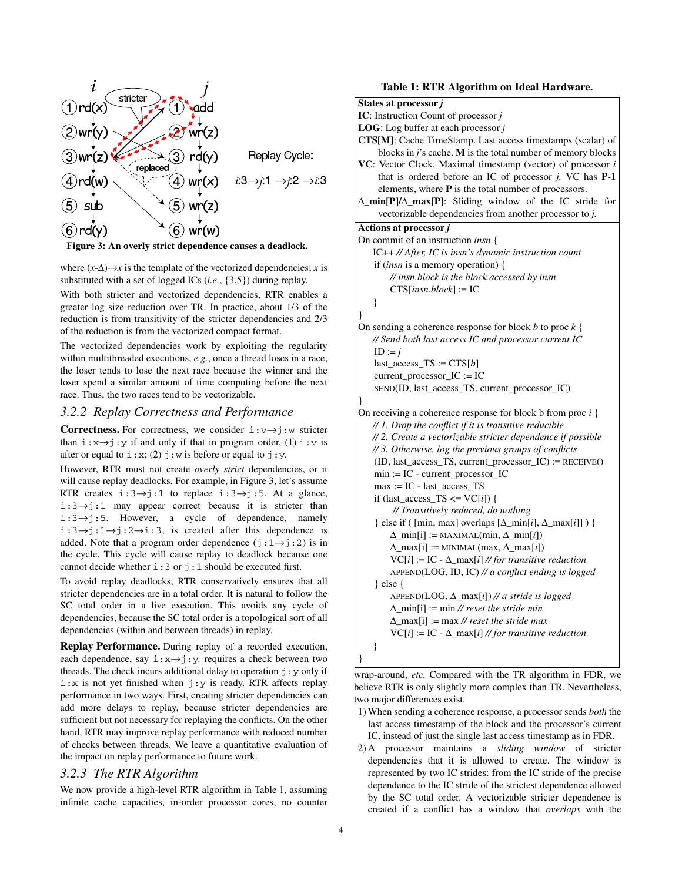Figure 3: An overly strict dependence causes a deadlock.

where $(x\text{-}\Delta)\rightarrow x$ is the template of the vectorized dependencies; $x$ is substituted with a set of logged ICs (*i.e.*, {3,5}) during replay.

With both stricter and vectorized dependencies, RTR enables a greater log size reduction over TR. In practice, about 1/3 of the reduction is from transitivity of the stricter dependencies and 2/3 of the reduction is from the vectorized compact format.

The vectorized dependencies work by exploiting the regularity within multithreaded executions, *e.g.*, once a thread loses in a race, the loser tends to lose the next race because the winner and the loser spend a similar amount of time computing before the next race. Thus, the two races tend to be vectorizable.

### 3.2.2 Replay Correctness and Performance

**Correctness.** For correctness, we consider `i:v→j:w` stricter than `i:x→j:y` if and only if that in program order, (1) `i:v` is after or equal to `i:x`; (2) `j:w` is before or equal to `j:y`.

However, RTR must not create *overly strict* dependencies, or it will cause replay deadlocks. For example, in Figure 3, let's assume RTR creates `i:3→j:1` to replace `i:3→j:5`. At a glance, `i:3→j:1` may appear correct because it is stricter than `i:3→j:5`. However, a cycle of dependence, namely `i:3→j:1→j:2→i:3`, is created after this dependence is added. Note that a program order dependence (`j:1→j:2`) is in the cycle. This cycle will cause replay to deadlock because one cannot decide whether `i:3` or `j:1` should be executed first.

To avoid replay deadlocks, RTR conservatively ensures that all stricter dependencies are in a total order. It is natural to follow the SC total order in a live execution. This avoids any cycle of dependencies, because the SC total order is a topological sort of all dependencies (within and between threads) in replay.

**Replay Performance.** During replay of a recorded execution, each dependence, say `i:x→j:y`, requires a check between two threads. The check incurs additional delay to operation `j:y` only if `i:x` is not yet finished when `j:y` is ready. RTR affects replay performance in two ways. First, creating stricter dependencies can add more delays to replay, because stricter dependencies are sufficient but not necessary for replaying the conflicts. On the other hand, RTR may improve replay performance with reduced number of checks between threads. We leave a quantitative evaluation of the impact on replay performance to future work.

### 3.2.3 The RTR Algorithm

We now provide a high-level RTR algorithm in Table 1, assuming infinite cache capacities, in-order processor cores, no counter wrap-around, *etc.* Compared with the TR algorithm in FDR, we believe RTR is only slightly more complex than TR. Nevertheless, two major differences exist.

1) When sending a coherence response, a processor sends *both* the last access timestamp of the block and the processor's current IC, instead of just the single last access timestamp as in FDR.
2) A processor maintains a *sliding window* of stricter dependencies that it is allowed to create. The window is represented by two IC strides: from the IC stride of the precise dependence to the IC stride of the strictest dependence allowed by the SC total order. A vectorizable stricter dependence is created if a conflict has a window that *overlaps* with the

**Table 1: RTR Algorithm on Ideal Hardware.**

**States at processor *j***

- **IC**: Instruction Count of processor *j*
- **LOG**: Log buffer at each processor *j*
- **CTS[M]**: Cache TimeStamp. Last access timestamps (scalar) of blocks in *j*'s cache. **M** is the total number of memory blocks
- **VC**: Vector Clock. Maximal timestamp (vector) of processor *i* that is ordered before an IC of processor *j*. VC has **P-1** elements, where **P** is the total number of processors.
- **Δ_min[P]/Δ_max[P]**: Sliding window of the IC stride for vectorizable dependencies from another processor to *j*.

**Actions at processor *j***

```
On commit of an instruction insn {
    IC++ // After, IC is insn's dynamic instruction count
    if (insn is a memory operation) {
        // insn.block is the block accessed by insn
        CTS[insn.block] := IC
    }
}
On sending a coherence response for block b to proc k {
    // Send both last access IC and processor current IC
    ID := j
    last_access_TS := CTS[b]
    current_processor_IC := IC
    SEND(ID, last_access_TS, current_processor_IC)
}
On receiving a coherence response for block b from proc i {
    // 1. Drop the conflict if it is transitive reducible
    // 2. Create a vectorizable stricter dependence if possible
    // 3. Otherwise, log the previous groups of conflicts
    (ID, last_access_TS, current_processor_IC) := RECEIVE()
    min := IC - current_processor_IC
    max := IC - last_access_TS
    if (last_access_TS <= VC[i]) {
        // Transitively reduced, do nothing
    } else if ( [min, max] overlaps [Δ_min[i], Δ_max[i]] ) {
        Δ_min[i] := MAXIMAL(min, Δ_min[i])
        Δ_max[i] := MINIMAL(max, Δ_max[i])
        VC[i] := IC - Δ_max[i] // for transitive reduction
        APPEND(LOG, ID, IC) // a conflict ending is logged
    } else {
        APPEND(LOG, Δ_max[i]) // a stride is logged
        Δ_min[i] := min // reset the stride min
        Δ_max[i] := max // reset the stride max
        VC[i] := IC - Δ_max[i] // for transitive reduction
    }
}
```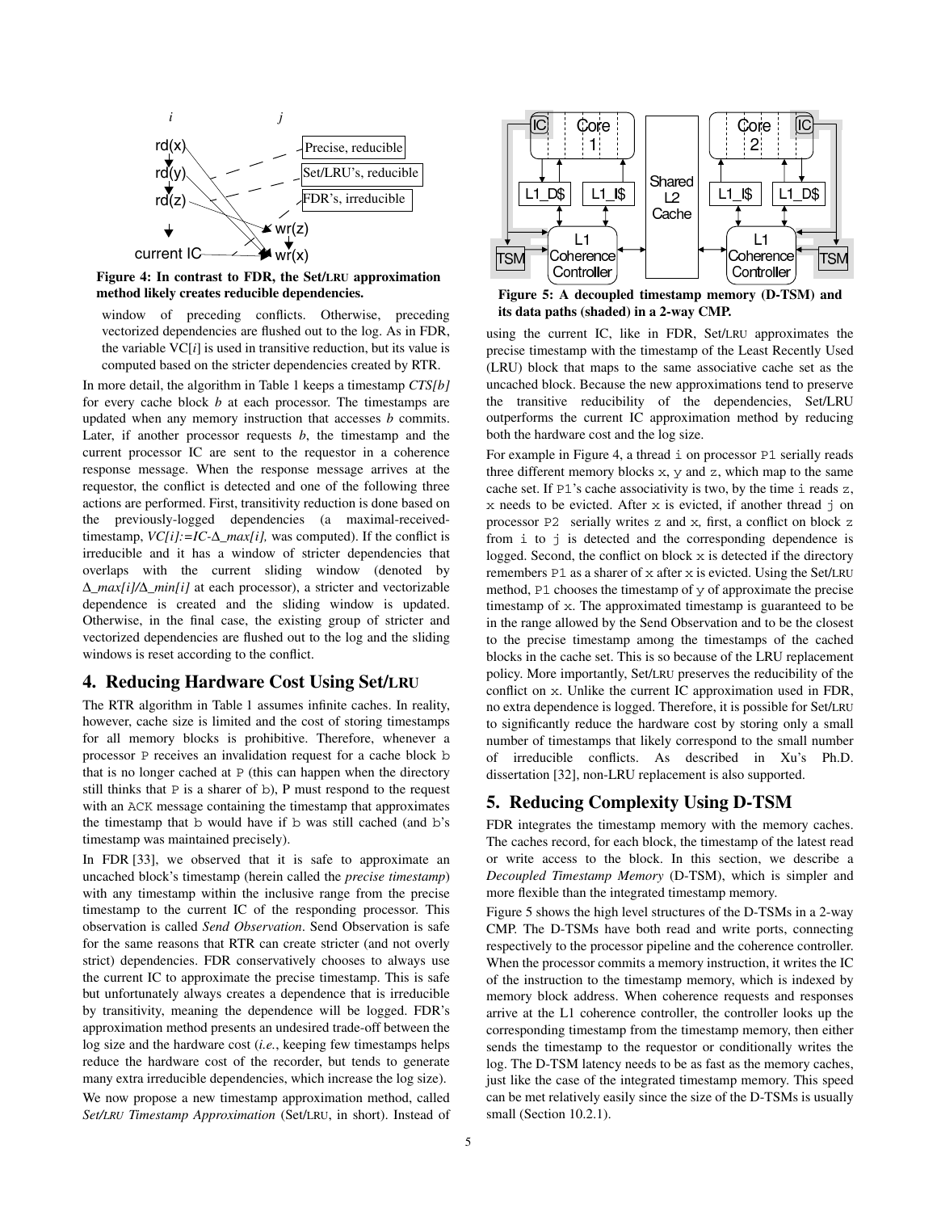Figure 4: In contrast to FDR, the Set/LRU approximation method likely creates reducible dependencies.

window of preceding conflicts. Otherwise, preceding vectorized dependencies are flushed out to the log. As in FDR, the variable VC[*i*] is used in transitive reduction, but its value is computed based on the stricter dependencies created by RTR.

In more detail, the algorithm in Table 1 keeps a timestamp *CTS[b]* for every cache block *b* at each processor. The timestamps are updated when any memory instruction that accesses *b* commits. Later, if another processor requests *b*, the timestamp and the current processor IC are sent to the requestor in a coherence response message. When the response message arrives at the requestor, the conflict is detected and one of the following three actions are performed. First, transitivity reduction is done based on the previously-logged dependencies (a maximal-received-timestamp, *VC[i]:=IC-Δ_max[i],* was computed). If the conflict is irreducible and it has a window of stricter dependencies that overlaps with the current sliding window (denoted by *Δ_max[i]/Δ_min[i]* at each processor), a stricter and vectorizable dependence is created and the sliding window is updated. Otherwise, in the final case, the existing group of stricter and vectorized dependencies are flushed out to the log and the sliding windows is reset according to the conflict.

## 4. Reducing Hardware Cost Using Set/LRU

The RTR algorithm in Table 1 assumes infinite caches. In reality, however, cache size is limited and the cost of storing timestamps for all memory blocks is prohibitive. Therefore, whenever a processor P receives an invalidation request for a cache block b that is no longer cached at P (this can happen when the directory still thinks that P is a sharer of b), P must respond to the request with an ACK message containing the timestamp that approximates the timestamp that b would have if b was still cached (and b's timestamp was maintained precisely).

In FDR [33], we observed that it is safe to approximate an uncached block's timestamp (herein called the *precise timestamp*) with any timestamp within the inclusive range from the precise timestamp to the current IC of the responding processor. This observation is called *Send Observation*. Send Observation is safe for the same reasons that RTR can create stricter (and not overly strict) dependencies. FDR conservatively chooses to always use the current IC to approximate the precise timestamp. This is safe but unfortunately always creates a dependence that is irreducible by transitivity, meaning the dependence will be logged. FDR's approximation method presents an undesired trade-off between the log size and the hardware cost (*i.e.*, keeping few timestamps helps reduce the hardware cost of the recorder, but tends to generate many extra irreducible dependencies, which increase the log size).

We now propose a new timestamp approximation method, called *Set/LRU Timestamp Approximation* (Set/LRU, in short). Instead of using the current IC, like in FDR, Set/LRU approximates the precise timestamp with the timestamp of the Least Recently Used (LRU) block that maps to the same associative cache set as the uncached block. Because the new approximations tend to preserve the transitive reducibility of the dependencies, Set/LRU outperforms the current IC approximation method by reducing both the hardware cost and the log size.

For example in Figure 4, a thread i on processor P1 serially reads three different memory blocks x, y and z, which map to the same cache set. If P1's cache associativity is two, by the time i reads z, x needs to be evicted. After x is evicted, if another thread j on processor P2 serially writes z and x, first, a conflict on block z from i to j is detected and the corresponding dependence is logged. Second, the conflict on block x is detected if the directory remembers P1 as a sharer of x after x is evicted. Using the Set/LRU method, P1 chooses the timestamp of y of approximate the precise timestamp of x. The approximated timestamp is guaranteed to be in the range allowed by the Send Observation and to be the closest to the precise timestamp among the timestamps of the cached blocks in the cache set. This is so because of the LRU replacement policy. More importantly, Set/LRU preserves the reducibility of the conflict on x. Unlike the current IC approximation used in FDR, no extra dependence is logged. Therefore, it is possible for Set/LRU to significantly reduce the hardware cost by storing only a small number of timestamps that likely correspond to the small number of irreducible conflicts. As described in Xu's Ph.D. dissertation [32], non-LRU replacement is also supported.

## 5. Reducing Complexity Using D-TSM

Figure 5: A decoupled timestamp memory (D-TSM) and its data paths (shaded) in a 2-way CMP.

FDR integrates the timestamp memory with the memory caches. The caches record, for each block, the timestamp of the latest read or write access to the block. In this section, we describe a *Decoupled Timestamp Memory* (D-TSM), which is simpler and more flexible than the integrated timestamp memory.

Figure 5 shows the high level structures of the D-TSMs in a 2-way CMP. The D-TSMs have both read and write ports, connecting respectively to the processor pipeline and the coherence controller. When the processor commits a memory instruction, it writes the IC of the instruction to the timestamp memory, which is indexed by memory block address. When coherence requests and responses arrive at the L1 coherence controller, the controller looks up the corresponding timestamp from the timestamp memory, then either sends the timestamp to the requestor or conditionally writes the log. The D-TSM latency needs to be as fast as the memory caches, just like the case of the integrated timestamp memory. This speed can be met relatively easily since the size of the D-TSMs is usually small (Section 10.2.1).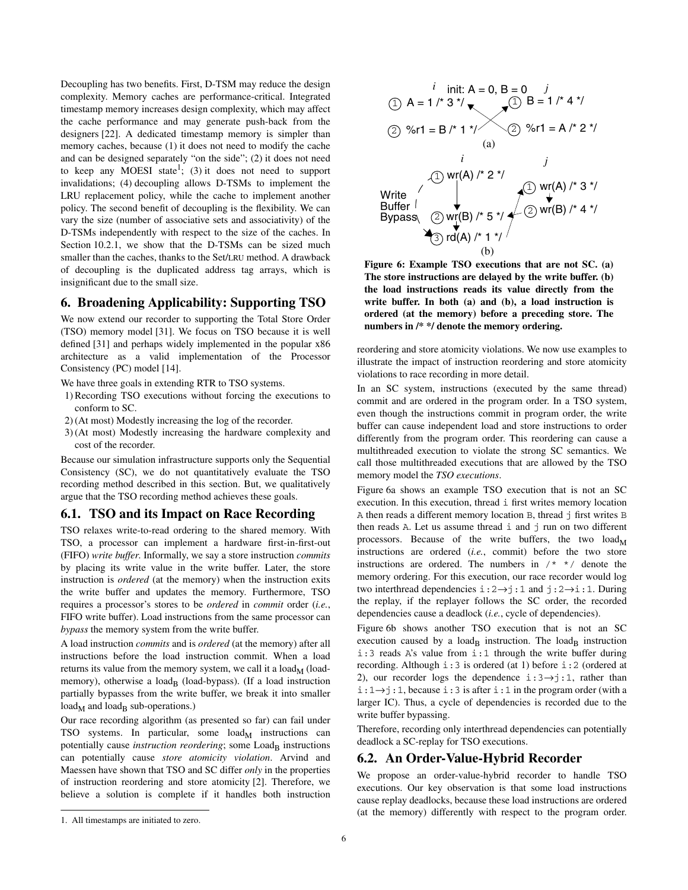Decoupling has two benefits. First, D-TSM may reduce the design complexity. Memory caches are performance-critical. Integrated timestamp memory increases design complexity, which may affect the cache performance and may generate push-back from the designers [22]. A dedicated timestamp memory is simpler than memory caches, because (1) it does not need to modify the cache and can be designed separately "on the side"; (2) it does not need to keep any MOESI state[1]; (3) it does not need to support invalidations; (4) decoupling allows D-TSMs to implement the LRU replacement policy, while the cache to implement another policy. The second benefit of decoupling is the flexibility. We can vary the size (number of associative sets and associativity) of the D-TSMs independently with respect to the size of the caches. In Section 10.2.1, we show that the D-TSMs can be sized much smaller than the caches, thanks to the Set/LRU method. A drawback of decoupling is the duplicated address tag arrays, which is insignificant due to the small size.

## 6. Broadening Applicability: Supporting TSO

We now extend our recorder to supporting the Total Store Order (TSO) memory model [31]. We focus on TSO because it is well defined [31] and perhaps widely implemented in the popular x86 architecture as a valid implementation of the Processor Consistency (PC) model [14].

We have three goals in extending RTR to TSO systems.

1) Recording TSO executions without forcing the executions to conform to SC.
2) (At most) Modestly increasing the log of the recorder.
3) (At most) Modestly increasing the hardware complexity and cost of the recorder.

Because our simulation infrastructure supports only the Sequential Consistency (SC), we do not quantitatively evaluate the TSO recording method described in this section. But, we qualitatively argue that the TSO recording method achieves these goals.

### 6.1. TSO and its Impact on Race Recording

TSO relaxes write-to-read ordering to the shared memory. With TSO, a processor can implement a hardware first-in-first-out (FIFO) *write buffer*. Informally, we say a store instruction *commits* by placing its write value in the write buffer. Later, the store instruction is *ordered* (at the memory) when the instruction exits the write buffer and updates the memory. Furthermore, TSO requires a processor's stores to be *ordered* in *commit* order (*i.e.*, FIFO write buffer). Load instructions from the same processor can *bypass* the memory system from the write buffer.

A load instruction *commits* and is *ordered* (at the memory) after all instructions before the load instruction commit. When a load returns its value from the memory system, we call it a $\text{load}_\text{M}$ (load-memory), otherwise a $\text{load}_\text{B}$ (load-bypass). (If a load instruction partially bypasses from the write buffer, we break it into smaller $\text{load}_\text{M}$ and $\text{load}_\text{B}$ sub-operations.)

Our race recording algorithm (as presented so far) can fail under TSO systems. In particular, some $\text{load}_\text{M}$ instructions can potentially cause *instruction reordering*; some $\text{Load}_\text{B}$ instructions can potentially cause *store atomicity violation*. Arvind and Maessen have shown that TSO and SC differ *only* in the properties of instruction reordering and store atomicity [2]. Therefore, we believe a solution is complete if it handles both instruction reordering and store atomicity violations. We now use examples to illustrate the impact of instruction reordering and store atomicity violations to race recording in more detail.

[1]. All timestamps are initiated to zero.

**Figure 6: Example TSO executions that are not SC. (a) The store instructions are delayed by the write buffer. (b) the load instructions reads its value directly from the write buffer. In both (a) and (b), a load instruction is ordered (at the memory) before a preceding store. The numbers in /\* \*/ denote the memory ordering.**

In an SC system, instructions (executed by the same thread) commit and are ordered in the program order. In a TSO system, even though the instructions commit in program order, the write buffer can cause independent load and store instructions to order differently from the program order. This reordering can cause a multithreaded execution to violate the strong SC semantics. We call those multithreaded executions that are allowed by the TSO memory model the *TSO executions*.

Figure 6a shows an example TSO execution that is not an SC execution. In this execution, thread `i` first writes memory location `A` then reads a different memory location `B`, thread `j` first writes `B` then reads `A`. Let us assume thread `i` and `j` run on two different processors. Because of the write buffers, the two $\text{load}_\text{M}$ instructions are ordered (*i.e.*, commit) before the two store instructions are ordered. The numbers in `/* */` denote the memory ordering. For this execution, our race recorder would log two interthread dependencies `i:2`→`j:1` and `j:2`→`i:1`. During the replay, if the replayer follows the SC order, the recorded dependencies cause a deadlock (*i.e.*, cycle of dependencies).

Figure 6b shows another TSO execution that is not an SC execution caused by a $\text{load}_\text{B}$ instruction. The $\text{load}_\text{B}$ instruction `i:3` reads `A`'s value from `i:1` through the write buffer during recording. Although `i:3` is ordered (at 1) before `i:2` (ordered at 2), our recorder logs the dependence `i:3`→`j:1`, rather than `i:1`→`j:1`, because `i:3` is after `i:1` in the program order (with a larger IC). Thus, a cycle of dependencies is recorded due to the write buffer bypassing.

Therefore, recording only interthread dependencies can potentially deadlock a SC-replay for TSO executions.

### 6.2. An Order-Value-Hybrid Recorder

We propose an order-value-hybrid recorder to handle TSO executions. Our key observation is that some load instructions cause replay deadlocks, because these load instructions are ordered (at the memory) differently with respect to the program order.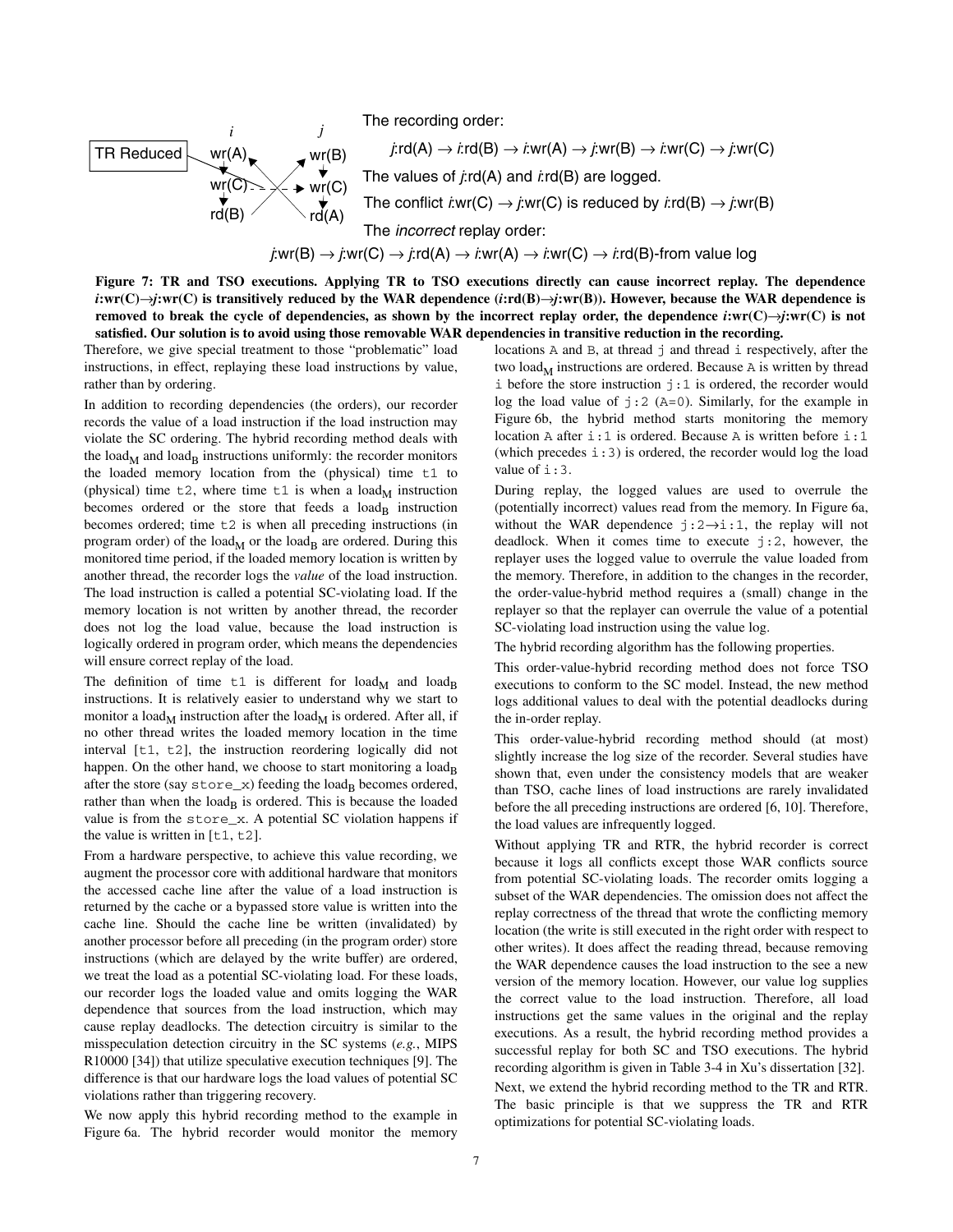TR Reduced

*i*: wr(A), wr(C), rd(B)

*j*: wr(B), wr(C), rd(A)

The recording order:

*j*:rd(A) → *i*:rd(B) → *i*:wr(A) → *j*:wr(B) → *i*:wr(C) → *j*:wr(C)

The values of *j*:rd(A) and *i*:rd(B) are logged.

The conflict *i*:wr(C) → *j*:wr(C) is reduced by *i*:rd(B) → *j*:wr(B)

The *incorrect* replay order:

*j*:wr(B) → *j*:wr(C) → *j*:rd(A) → *i*:wr(A) → *i*:wr(C) → *i*:rd(B)-from value log

**Figure 7: TR and TSO executions. Applying TR to TSO executions directly can cause incorrect replay. The dependence *i*:wr(C)→*j*:wr(C) is transitively reduced by the WAR dependence (*i*:rd(B)→*j*:wr(B)). However, because the WAR dependence is removed to break the cycle of dependencies, as shown by the incorrect replay order, the dependence *i*:wr(C)→*j*:wr(C) is not satisfied. Our solution is to avoid using those removable WAR dependencies in transitive reduction in the recording.**

Therefore, we give special treatment to those "problematic" load instructions, in effect, replaying these load instructions by value, rather than by ordering.

In addition to recording dependencies (the orders), our recorder records the value of a load instruction if the load instruction may violate the SC ordering. The hybrid recording method deals with the $\text{load}_M$ and $\text{load}_B$ instructions uniformly: the recorder monitors the loaded memory location from the (physical) time `t1` to (physical) time `t2`, where time `t1` is when a $\text{load}_M$ instruction becomes ordered or the store that feeds a $\text{load}_B$ instruction becomes ordered; time `t2` is when all preceding instructions (in program order) of the $\text{load}_M$ or the $\text{load}_B$ are ordered. During this monitored time period, if the loaded memory location is written by another thread, the recorder logs the *value* of the load instruction. The load instruction is called a potential SC-violating load. If the memory location is not written by another thread, the recorder does not log the load value, because the load instruction is logically ordered in program order, which means the dependencies will ensure correct replay of the load.

The definition of time `t1` is different for $\text{load}_M$ and $\text{load}_B$ instructions. It is relatively easier to understand why we start to monitor a $\text{load}_M$ instruction after the $\text{load}_M$ is ordered. After all, if no other thread writes the loaded memory location in the time interval [`t1`, `t2`], the instruction reordering logically did not happen. On the other hand, we choose to start monitoring a $\text{load}_B$ after the store (say `store_x`) feeding the $\text{load}_B$ becomes ordered, rather than when the $\text{load}_B$ is ordered. This is because the loaded value is from the `store_x`. A potential SC violation happens if the value is written in [`t1`, `t2`].

From a hardware perspective, to achieve this value recording, we augment the processor core with additional hardware that monitors the accessed cache line after the value of a load instruction is returned by the cache or a bypassed store value is written into the cache line. Should the cache line be written (invalidated) by another processor before all preceding (in the program order) store instructions (which are delayed by the write buffer) are ordered, we treat the load as a potential SC-violating load. For these loads, our recorder logs the loaded value and omits logging the WAR dependence that sources from the load instruction, which may cause replay deadlocks. The detection circuitry is similar to the misspeculation detection circuitry in the SC systems (*e.g.*, MIPS R10000 [34]) that utilize speculative execution techniques [9]. The difference is that our hardware logs the load values of potential SC violations rather than triggering recovery.

We now apply this hybrid recording method to the example in Figure 6a. The hybrid recorder would monitor the memory locations `A` and `B`, at thread `j` and thread `i` respectively, after the two $\text{load}_M$ instructions are ordered. Because `A` is written by thread `i` before the store instruction `j:1` is ordered, the recorder would log the load value of `j:2` (`A=0`). Similarly, for the example in Figure 6b, the hybrid method starts monitoring the memory location `A` after `i:1` is ordered. Because `A` is written before `i:1` (which precedes `i:3`) is ordered, the recorder would log the load value of `i:3`.

During replay, the logged values are used to overrule the (potentially incorrect) values read from the memory. In Figure 6a, without the WAR dependence `j:2`→`i:1`, the replay will not deadlock. When it comes time to execute `j:2`, however, the replayer uses the logged value to overrule the value loaded from the memory. Therefore, in addition to the changes in the recorder, the order-value-hybrid method requires a (small) change in the replayer so that the replayer can overrule the value of a potential SC-violating load instruction using the value log.

The hybrid recording algorithm has the following properties.

This order-value-hybrid recording method does not force TSO executions to conform to the SC model. Instead, the new method logs additional values to deal with the potential deadlocks during the in-order replay.

This order-value-hybrid recording method should (at most) slightly increase the log size of the recorder. Several studies have shown that, even under the consistency models that are weaker than TSO, cache lines of load instructions are rarely invalidated before the all preceding instructions are ordered [6, 10]. Therefore, the load values are infrequently logged.

Without applying TR and RTR, the hybrid recorder is correct because it logs all conflicts except those WAR conflicts source from potential SC-violating loads. The recorder omits logging a subset of the WAR dependencies. The omission does not affect the replay correctness of the thread that wrote the conflicting memory location (the write is still executed in the right order with respect to other writes). It does affect the reading thread, because removing the WAR dependence causes the load instruction to the see a new version of the memory location. However, our value log supplies the correct value to the load instruction. Therefore, all load instructions get the same values in the original and the replay executions. As a result, the hybrid recording method provides a successful replay for both SC and TSO executions. The hybrid recording algorithm is given in Table 3-4 in Xu's dissertation [32].

Next, we extend the hybrid recording method to the TR and RTR. The basic principle is that we suppress the TR and RTR optimizations for potential SC-violating loads.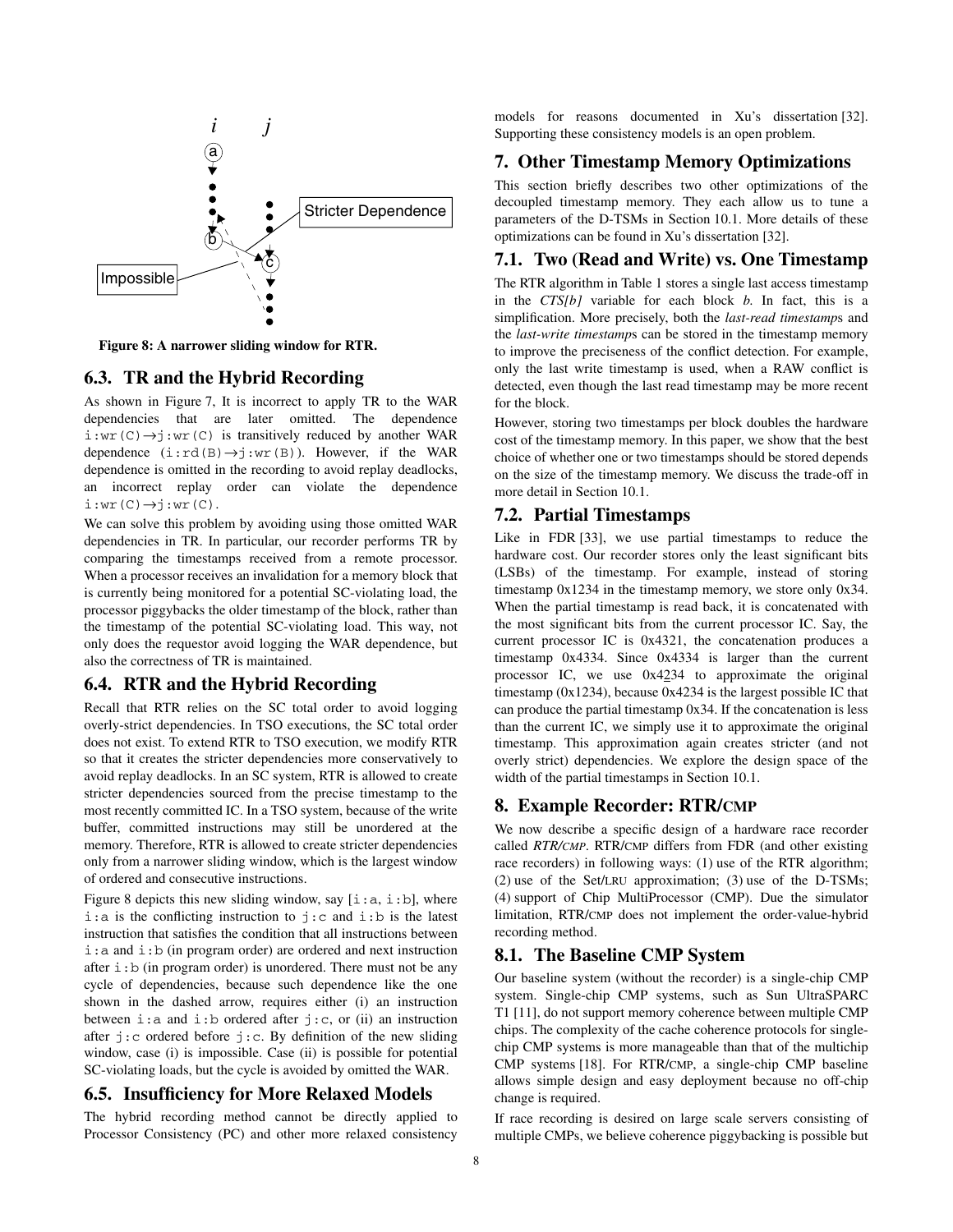i j

a

b

c

Stricter Dependence

Impossible

**Figure 8: A narrower sliding window for RTR.**

## 6.3. TR and the Hybrid Recording

As shown in Figure 7, It is incorrect to apply TR to the WAR dependencies that are later omitted. The dependence `i:wr(C)`→`j:wr(C)` is transitively reduced by another WAR dependence (`i:rd(B)`→`j:wr(B)`). However, if the WAR dependence is omitted in the recording to avoid replay deadlocks, an incorrect replay order can violate the dependence `i:wr(C)`→`j:wr(C)`.

We can solve this problem by avoiding using those omitted WAR dependencies in TR. In particular, our recorder performs TR by comparing the timestamps received from a remote processor. When a processor receives an invalidation for a memory block that is currently being monitored for a potential SC-violating load, the processor piggybacks the older timestamp of the block, rather than the timestamp of the potential SC-violating load. This way, not only does the requestor avoid logging the WAR dependence, but also the correctness of TR is maintained.

## 6.4. RTR and the Hybrid Recording

Recall that RTR relies on the SC total order to avoid logging overly-strict dependencies. In TSO executions, the SC total order does not exist. To extend RTR to TSO execution, we modify RTR so that it creates the stricter dependencies more conservatively to avoid replay deadlocks. In an SC system, RTR is allowed to create stricter dependencies sourced from the precise timestamp to the most recently committed IC. In a TSO system, because of the write buffer, committed instructions may still be unordered at the memory. Therefore, RTR is allowed to create stricter dependencies only from a narrower sliding window, which is the largest window of ordered and consecutive instructions.

Figure 8 depicts this new sliding window, say [`i:a`, `i:b`], where `i:a` is the conflicting instruction to `j:c` and `i:b` is the latest instruction that satisfies the condition that all instructions between `i:a` and `i:b` (in program order) are ordered and next instruction after `i:b` (in program order) is unordered. There must not be any cycle of dependencies, because such dependence like the one shown in the dashed arrow, requires either (i) an instruction between `i:a` and `i:b` ordered after `j:c`, or (ii) an instruction after `j:c` ordered before `j:c`. By definition of the new sliding window, case (i) is impossible. Case (ii) is possible for potential SC-violating loads, but the cycle is avoided by omitted the WAR.

## 6.5. Insufficiency for More Relaxed Models

The hybrid recording method cannot be directly applied to Processor Consistency (PC) and other more relaxed consistency models for reasons documented in Xu's dissertation [32]. Supporting these consistency models is an open problem.

# 7. Other Timestamp Memory Optimizations

This section briefly describes two other optimizations of the decoupled timestamp memory. They each allow us to tune a parameters of the D-TSMs in Section 10.1. More details of these optimizations can be found in Xu's dissertation [32].

## 7.1. Two (Read and Write) vs. One Timestamp

The RTR algorithm in Table 1 stores a single last access timestamp in the *CTS[b]* variable for each block *b*. In fact, this is a simplification. More precisely, both the *last-read timestamp*s and the *last-write timestamp*s can be stored in the timestamp memory to improve the preciseness of the conflict detection. For example, only the last write timestamp is used, when a RAW conflict is detected, even though the last read timestamp may be more recent for the block.

However, storing two timestamps per block doubles the hardware cost of the timestamp memory. In this paper, we show that the best choice of whether one or two timestamps should be stored depends on the size of the timestamp memory. We discuss the trade-off in more detail in Section 10.1.

## 7.2. Partial Timestamps

Like in FDR [33], we use partial timestamps to reduce the hardware cost. Our recorder stores only the least significant bits (LSBs) of the timestamp. For example, instead of storing timestamp 0x1234 in the timestamp memory, we store only 0x34. When the partial timestamp is read back, it is concatenated with the most significant bits from the current processor IC. Say, the current processor IC is 0x4321, the concatenation produces a timestamp 0x4334. Since 0x4334 is larger than the current processor IC, we use 0x4234 to approximate the original timestamp (0x1234), because 0x4234 is the largest possible IC that can produce the partial timestamp 0x34. If the concatenation is less than the current IC, we simply use it to approximate the original timestamp. This approximation again creates stricter (and not overly strict) dependencies. We explore the design space of the width of the partial timestamps in Section 10.1.

# 8. Example Recorder: RTR/CMP

We now describe a specific design of a hardware race recorder called *RTR/CMP*. RTR/CMP differs from FDR (and other existing race recorders) in following ways: (1) use of the RTR algorithm; (2) use of the Set/LRU approximation; (3) use of the D-TSMs; (4) support of Chip MultiProcessor (CMP). Due the simulator limitation, RTR/CMP does not implement the order-value-hybrid recording method.

## 8.1. The Baseline CMP System

Our baseline system (without the recorder) is a single-chip CMP system. Single-chip CMP systems, such as Sun UltraSPARC T1 [11], do not support memory coherence between multiple CMP chips. The complexity of the cache coherence protocols for single-chip CMP systems is more manageable than that of the multichip CMP systems [18]. For RTR/CMP, a single-chip CMP baseline allows simple design and easy deployment because no off-chip change is required.

If race recording is desired on large scale servers consisting of multiple CMPs, we believe coherence piggybacking is possible but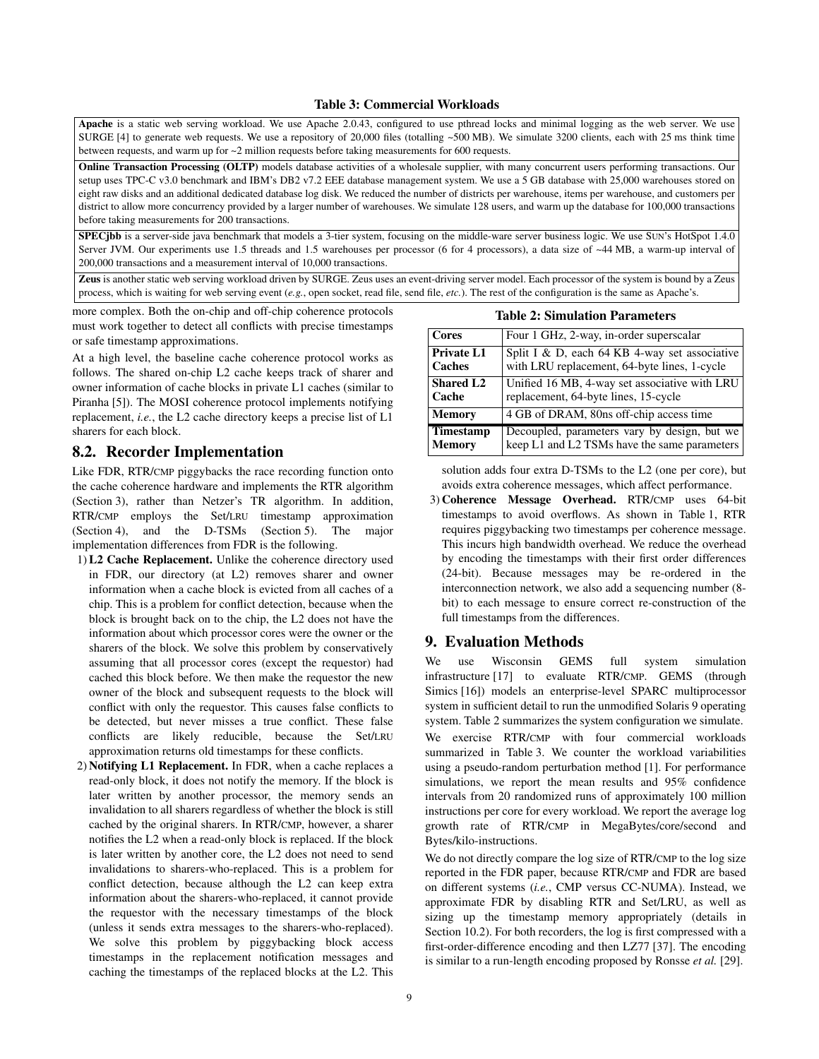**Table 3: Commercial Workloads**

| |
|---|
| **Apache** is a static web serving workload. We use Apache 2.0.43, configured to use pthread locks and minimal logging as the web server. We use SURGE [4] to generate web requests. We use a repository of 20,000 files (totalling ~500 MB). We simulate 3200 clients, each with 25 ms think time between requests, and warm up for ~2 million requests before taking measurements for 600 requests. |
| **Online Transaction Processing (OLTP)** models database activities of a wholesale supplier, with many concurrent users performing transactions. Our setup uses TPC-C v3.0 benchmark and IBM's DB2 v7.2 EEE database management system. We use a 5 GB database with 25,000 warehouses stored on eight raw disks and an additional dedicated database log disk. We reduced the number of districts per warehouse, items per warehouse, and customers per district to allow more concurrency provided by a larger number of warehouses. We simulate 128 users, and warm up the database for 100,000 transactions before taking measurements for 200 transactions. |
| **SPECjbb** is a server-side java benchmark that models a 3-tier system, focusing on the middle-ware server business logic. We use SUN's HotSpot 1.4.0 Server JVM. Our experiments use 1.5 threads and 1.5 warehouses per processor (6 for 4 processors), a data size of ~44 MB, a warm-up interval of 200,000 transactions and a measurement interval of 10,000 transactions. |
| **Zeus** is another static web serving workload driven by SURGE. Zeus uses an event-driving server model. Each processor of the system is bound by a Zeus process, which is waiting for web serving event (*e.g.*, open socket, read file, send file, *etc.*). The rest of the configuration is the same as Apache's. |

more complex. Both the on-chip and off-chip coherence protocols must work together to detect all conflicts with precise timestamps or safe timestamp approximations.

At a high level, the baseline cache coherence protocol works as follows. The shared on-chip L2 cache keeps track of sharer and owner information of cache blocks in private L1 caches (similar to Piranha [5]). The MOSI coherence protocol implements notifying replacement, *i.e.*, the L2 cache directory keeps a precise list of L1 sharers for each block.

## 8.2. Recorder Implementation

Like FDR, RTR/CMP piggybacks the race recording function onto the cache coherence hardware and implements the RTR algorithm (Section 3), rather than Netzer's TR algorithm. In addition, RTR/CMP employs the Set/LRU timestamp approximation (Section 4), and the D-TSMs (Section 5). The major implementation differences from FDR is the following.

1) **L2 Cache Replacement.** Unlike the coherence directory used in FDR, our directory (at L2) removes sharer and owner information when a cache block is evicted from all caches of a chip. This is a problem for conflict detection, because when the block is brought back on to the chip, the L2 does not have the information about which processor cores were the owner or the sharers of the block. We solve this problem by conservatively assuming that all processor cores (except the requestor) had cached this block before. We then make the requestor the new owner of the block and subsequent requests to the block will conflict with only the requestor. This causes false conflicts to be detected, but never misses a true conflict. These false conflicts are likely reducible, because the Set/LRU approximation returns old timestamps for these conflicts.
2) **Notifying L1 Replacement.** In FDR, when a cache replaces a read-only block, it does not notify the memory. If the block is later written by another processor, the memory sends an invalidation to all sharers regardless of whether the block is still cached by the original sharers. In RTR/CMP, however, a sharer notifies the L2 when a read-only block is replaced. If the block is later written by another core, the L2 does not need to send invalidations to sharers-who-replaced. This is a problem for conflict detection, because although the L2 can keep extra information about the sharers-who-replaced, it cannot provide the requestor with the necessary timestamps of the block (unless it sends extra messages to the sharers-who-replaced). We solve this problem by piggybacking block access timestamps in the replacement notification messages and caching the timestamps of the replaced blocks at the L2. This solution adds four extra D-TSMs to the L2 (one per core), but avoids extra coherence messages, which affect performance.
3) **Coherence Message Overhead.** RTR/CMP uses 64-bit timestamps to avoid overflows. As shown in Table 1, RTR requires piggybacking two timestamps per coherence message. This incurs high bandwidth overhead. We reduce the overhead by encoding the timestamps with their first order differences (24-bit). Because messages may be re-ordered in the interconnection network, we also add a sequencing number (8-bit) to each message to ensure correct re-construction of the full timestamps from the differences.

**Table 2: Simulation Parameters**

| | |
|---|---|
| **Cores** | Four 1 GHz, 2-way, in-order superscalar |
| **Private L1 Caches** | Split I & D, each 64 KB 4-way set associative with LRU replacement, 64-byte lines, 1-cycle |
| **Shared L2 Cache** | Unified 16 MB, 4-way set associative with LRU replacement, 64-byte lines, 15-cycle |
| **Memory** | 4 GB of DRAM, 80ns off-chip access time |
| **Timestamp Memory** | Decoupled, parameters vary by design, but we keep L1 and L2 TSMs have the same parameters |

## 9. Evaluation Methods

We use Wisconsin GEMS full system simulation infrastructure [17] to evaluate RTR/CMP. GEMS (through Simics [16]) models an enterprise-level SPARC multiprocessor system in sufficient detail to run the unmodified Solaris 9 operating system. Table 2 summarizes the system configuration we simulate.

We exercise RTR/CMP with four commercial workloads summarized in Table 3. We counter the workload variabilities using a pseudo-random perturbation method [1]. For performance simulations, we report the mean results and 95% confidence intervals from 20 randomized runs of approximately 100 million instructions per core for every workload. We report the average log growth rate of RTR/CMP in MegaBytes/core/second and Bytes/kilo-instructions.

We do not directly compare the log size of RTR/CMP to the log size reported in the FDR paper, because RTR/CMP and FDR are based on different systems (*i.e.*, CMP versus CC-NUMA). Instead, we approximate FDR by disabling RTR and Set/LRU, as well as sizing up the timestamp memory appropriately (details in Section 10.2). For both recorders, the log is first compressed with a first-order-difference encoding and then LZ77 [37]. The encoding is similar to a run-length encoding proposed by Ronsse *et al.* [29].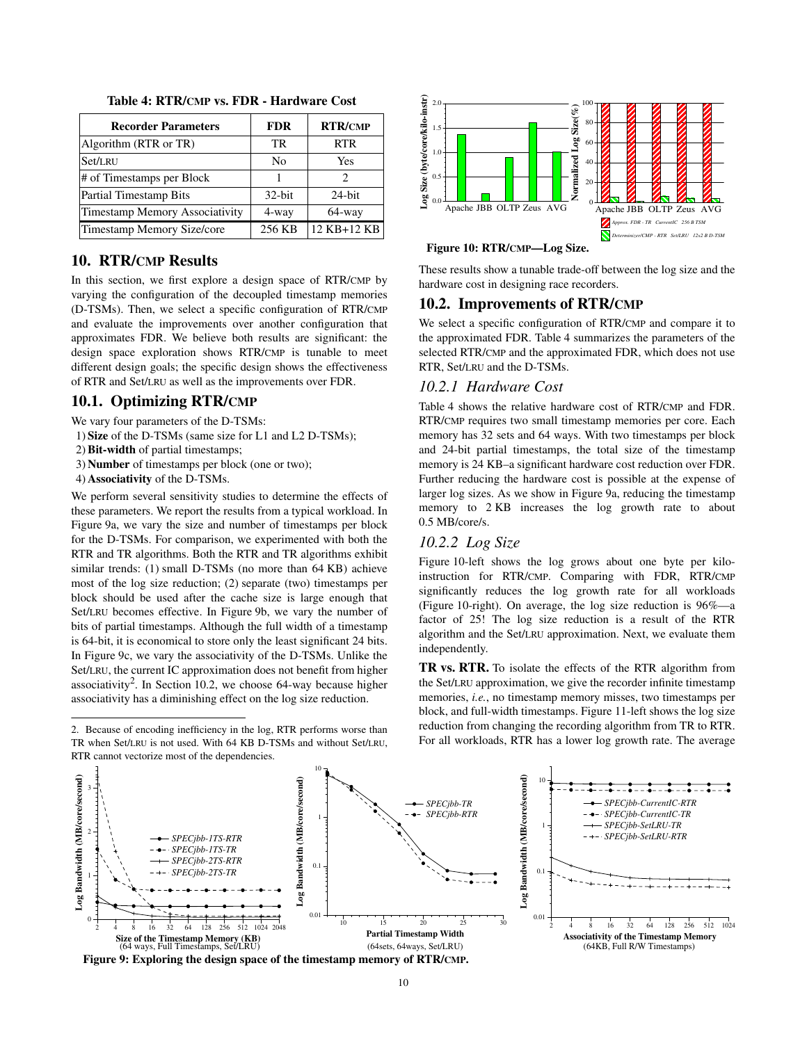**Table 4: RTR/CMP vs. FDR - Hardware Cost**

| Recorder Parameters | FDR | RTR/CMP |
|---|---|---|
| Algorithm (RTR or TR) | TR | RTR |
| Set/LRU | No | Yes |
| # of Timestamps per Block | 1 | 2 |
| Partial Timestamp Bits | 32-bit | 24-bit |
| Timestamp Memory Associativity | 4-way | 64-way |
| Timestamp Memory Size/core | 256 KB | 12 KB+12 KB |

## 10. RTR/CMP Results

In this section, we first explore a design space of RTR/CMP by varying the configuration of the decoupled timestamp memories (D-TSMs). Then, we select a specific configuration of RTR/CMP and evaluate the improvements over another configuration that approximates FDR. We believe both results are significant: the design space exploration shows RTR/CMP is tunable to meet different design goals; the specific design shows the effectiveness of RTR and Set/LRU as well as the improvements over FDR.

### 10.1. Optimizing RTR/CMP

We vary four parameters of the D-TSMs:

1) **Size** of the D-TSMs (same size for L1 and L2 D-TSMs);
2) **Bit-width** of partial timestamps;
3) **Number** of timestamps per block (one or two);
4) **Associativity** of the D-TSMs.

We perform several sensitivity studies to determine the effects of these parameters. We report the results from a typical workload. In Figure 9a, we vary the size and number of timestamps per block for the D-TSMs. For comparison, we experimented with both the RTR and TR algorithms. Both the RTR and TR algorithms exhibit similar trends: (1) small D-TSMs (no more than 64 KB) achieve most of the log size reduction; (2) separate (two) timestamps per block should be used after the cache size is large enough that Set/LRU becomes effective. In Figure 9b, we vary the number of bits of partial timestamps. Although the full width of a timestamp is 64-bit, it is economical to store only the least significant 24 bits. In Figure 9c, we vary the associativity of the D-TSMs. Unlike the Set/LRU, the current IC approximation does not benefit from higher associativity[2]. In Section 10.2, we choose 64-way because higher associativity has a diminishing effect on the log size reduction.

2. Because of encoding inefficiency in the log, RTR performs worse than TR when Set/LRU is not used. With 64 KB D-TSMs and without Set/LRU, RTR cannot vectorize most of the dependencies.

Figure 10: RTR/CMP—Log Size.

These results show a tunable trade-off between the log size and the hardware cost in designing race recorders.

### 10.2. Improvements of RTR/CMP

We select a specific configuration of RTR/CMP and compare it to the approximated FDR. Table 4 summarizes the parameters of the selected RTR/CMP and the approximated FDR, which does not use RTR, Set/LRU and the D-TSMs.

#### *10.2.1 Hardware Cost*

Table 4 shows the relative hardware cost of RTR/CMP and FDR. RTR/CMP requires two small timestamp memories per core. Each memory has 32 sets and 64 ways. With two timestamps per block and 24-bit partial timestamps, the total size of the timestamp memory is 24 KB–a significant hardware cost reduction over FDR. Further reducing the hardware cost is possible at the expense of larger log sizes. As we show in Figure 9a, reducing the timestamp memory to 2 KB increases the log growth rate to about 0.5 MB/core/s.

#### *10.2.2 Log Size*

Figure 10-left shows the log grows about one byte per kilo-instruction for RTR/CMP. Comparing with FDR, RTR/CMP significantly reduces the log growth rate for all workloads (Figure 10-right). On average, the log size reduction is 96%—a factor of 25! The log size reduction is a result of the RTR algorithm and the Set/LRU approximation. Next, we evaluate them independently.

**TR vs. RTR.** To isolate the effects of the RTR algorithm from the Set/LRU approximation, we give the recorder infinite timestamp memories, *i.e.*, no timestamp memory misses, two timestamps per block, and full-width timestamps. Figure 11-left shows the log size reduction from changing the recording algorithm from TR to RTR. For all workloads, RTR has a lower log growth rate. The average

Figure 9: Exploring the design space of the timestamp memory of RTR/CMP.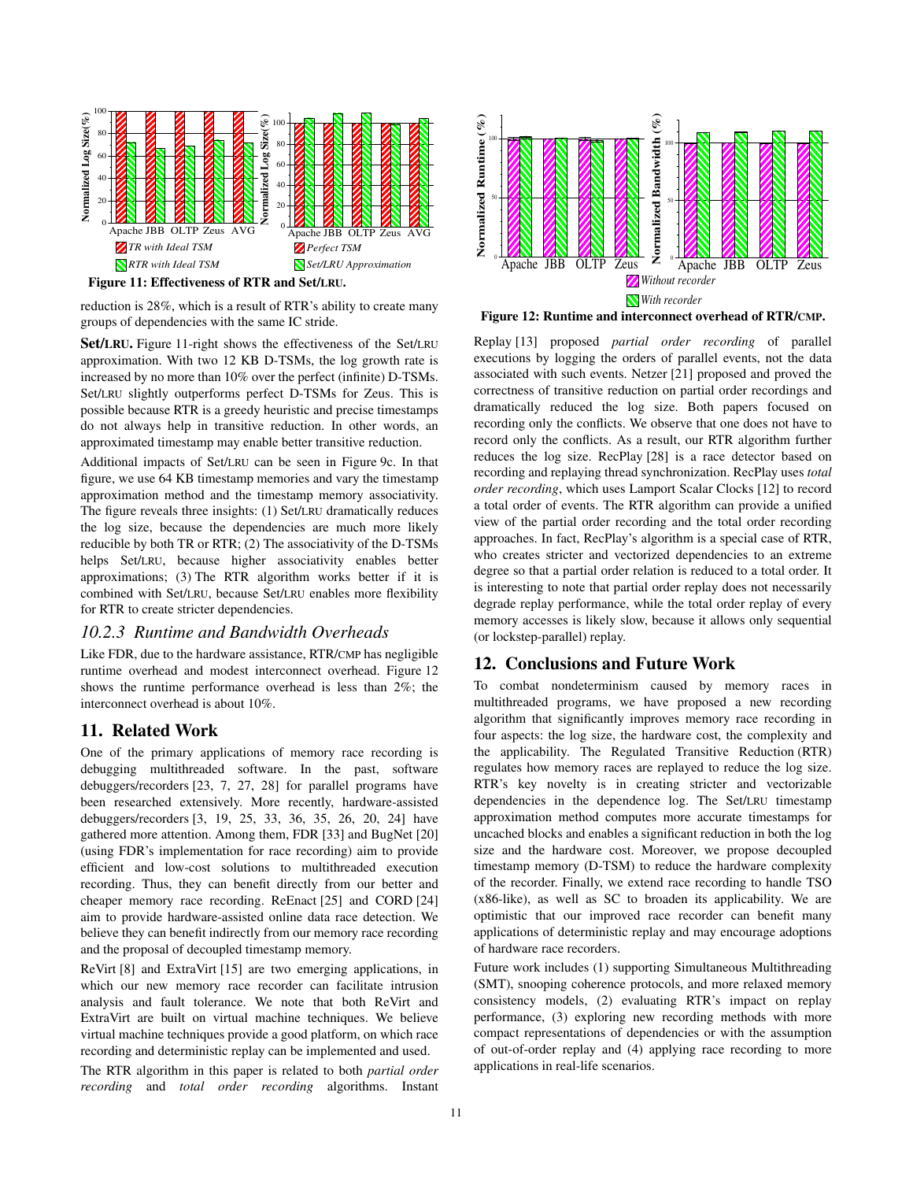Figure 11: Effectiveness of RTR and Set/LRU.

reduction is 28%, which is a result of RTR's ability to create many groups of dependencies with the same IC stride.

**Set/LRU.** Figure 11-right shows the effectiveness of the Set/LRU approximation. With two 12 KB D-TSMs, the log growth rate is increased by no more than 10% over the perfect (infinite) D-TSMs. Set/LRU slightly outperforms perfect D-TSMs for Zeus. This is possible because RTR is a greedy heuristic and precise timestamps do not always help in transitive reduction. In other words, an approximated timestamp may enable better transitive reduction.

Additional impacts of Set/LRU can be seen in Figure 9c. In that figure, we use 64 KB timestamp memories and vary the timestamp approximation method and the timestamp memory associativity. The figure reveals three insights: (1) Set/LRU dramatically reduces the log size, because the dependencies are much more likely reducible by both TR or RTR; (2) The associativity of the D-TSMs helps Set/LRU, because higher associativity enables better approximations; (3) The RTR algorithm works better if it is combined with Set/LRU, because Set/LRU enables more flexibility for RTR to create stricter dependencies.

### 10.2.3 Runtime and Bandwidth Overheads

Like FDR, due to the hardware assistance, RTR/CMP has negligible runtime overhead and modest interconnect overhead. Figure 12 shows the runtime performance overhead is less than 2%; the interconnect overhead is about 10%.

## 11. Related Work

One of the primary applications of memory race recording is debugging multithreaded software. In the past, software debuggers/recorders [23, 7, 27, 28] for parallel programs have been researched extensively. More recently, hardware-assisted debuggers/recorders [3, 19, 25, 33, 36, 35, 26, 20, 24] have gathered more attention. Among them, FDR [33] and BugNet [20] (using FDR's implementation for race recording) aim to provide efficient and low-cost solutions to multithreaded execution recording. Thus, they can benefit directly from our better and cheaper memory race recording. ReEnact [25] and CORD [24] aim to provide hardware-assisted online data race detection. We believe they can benefit indirectly from our memory race recording and the proposal of decoupled timestamp memory.

ReVirt [8] and ExtraVirt [15] are two emerging applications, in which our new memory race recorder can facilitate intrusion analysis and fault tolerance. We note that both ReVirt and ExtraVirt are built on virtual machine techniques. We believe virtual machine techniques provide a good platform, on which race recording and deterministic replay can be implemented and used.

The RTR algorithm in this paper is related to both *partial order recording* and *total order recording* algorithms. Instant Replay [13] proposed *partial order recording* of parallel executions by logging the orders of parallel events, not the data associated with such events. Netzer [21] proposed and proved the correctness of transitive reduction on partial order recordings and dramatically reduced the log size. Both papers focused on recording only the conflicts. We observe that one does not have to record only the conflicts. As a result, our RTR algorithm further reduces the log size. RecPlay [28] is a race detector based on recording and replaying thread synchronization. RecPlay uses *total order recording*, which uses Lamport Scalar Clocks [12] to record a total order of events. The RTR algorithm can provide a unified view of the partial order recording and the total order recording approaches. In fact, RecPlay's algorithm is a special case of RTR, who creates stricter and vectorized dependencies to an extreme degree so that a partial order relation is reduced to a total order. It is interesting to note that partial order replay does not necessarily degrade replay performance, while the total order replay of every memory accesses is likely slow, because it allows only sequential (or lockstep-parallel) replay.

Figure 12: Runtime and interconnect overhead of RTR/CMP.

## 12. Conclusions and Future Work

To combat nondeterminism caused by memory races in multithreaded programs, we have proposed a new recording algorithm that significantly improves memory race recording in four aspects: the log size, the hardware cost, the complexity and the applicability. The Regulated Transitive Reduction (RTR) regulates how memory races are replayed to reduce the log size. RTR's key novelty is in creating stricter and vectorizable dependencies in the dependence log. The Set/LRU timestamp approximation method computes more accurate timestamps for uncached blocks and enables a significant reduction in both the log size and the hardware cost. Moreover, we propose decoupled timestamp memory (D-TSM) to reduce the hardware complexity of the recorder. Finally, we extend race recording to handle TSO (x86-like), as well as SC to broaden its applicability. We are optimistic that our improved race recorder can benefit many applications of deterministic replay and may encourage adoptions of hardware race recorders.

Future work includes (1) supporting Simultaneous Multithreading (SMT), snooping coherence protocols, and more relaxed memory consistency models, (2) evaluating RTR's impact on replay performance, (3) exploring new recording methods with more compact representations of dependencies or with the assumption of out-of-order replay and (4) applying race recording to more applications in real-life scenarios.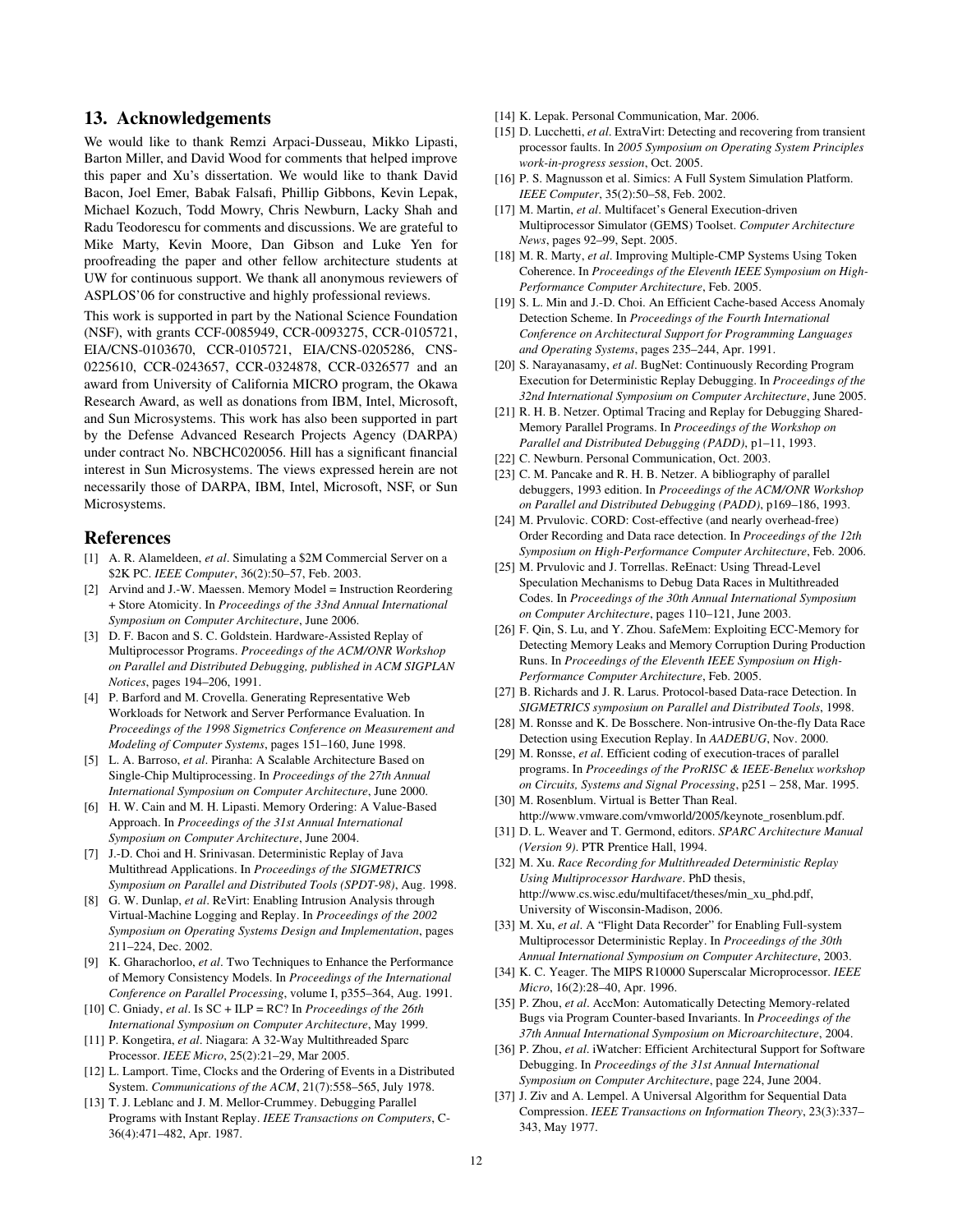## 13. Acknowledgements

We would like to thank Remzi Arpaci-Dusseau, Mikko Lipasti, Barton Miller, and David Wood for comments that helped improve this paper and Xu's dissertation. We would like to thank David Bacon, Joel Emer, Babak Falsafi, Phillip Gibbons, Kevin Lepak, Michael Kozuch, Todd Mowry, Chris Newburn, Lacky Shah and Radu Teodorescu for comments and discussions. We are grateful to Mike Marty, Kevin Moore, Dan Gibson and Luke Yen for proofreading the paper and other fellow architecture students at UW for continuous support. We thank all anonymous reviewers of ASPLOS'06 for constructive and highly professional reviews.

This work is supported in part by the National Science Foundation (NSF), with grants CCF-0085949, CCR-0093275, CCR-0105721, EIA/CNS-0103670, CCR-0105721, EIA/CNS-0205286, CNS-0225610, CCR-0243657, CCR-0324878, CCR-0326577 and an award from University of California MICRO program, the Okawa Research Award, as well as donations from IBM, Intel, Microsoft, and Sun Microsystems. This work has also been supported in part by the Defense Advanced Research Projects Agency (DARPA) under contract No. NBCHC020056. Hill has a significant financial interest in Sun Microsystems. The views expressed herein are not necessarily those of DARPA, IBM, Intel, Microsoft, NSF, or Sun Microsystems.

## References

[1] A. R. Alameldeen, *et al*. Simulating a \$2M Commercial Server on a \$2K PC. *IEEE Computer*, 36(2):50–57, Feb. 2003.

[2] Arvind and J.-W. Maessen. Memory Model = Instruction Reordering + Store Atomicity. In *Proceedings of the 33nd Annual International Symposium on Computer Architecture*, June 2006.

[3] D. F. Bacon and S. C. Goldstein. Hardware-Assisted Replay of Multiprocessor Programs. *Proceedings of the ACM/ONR Workshop on Parallel and Distributed Debugging, published in ACM SIGPLAN Notices*, pages 194–206, 1991.

[4] P. Barford and M. Crovella. Generating Representative Web Workloads for Network and Server Performance Evaluation. In *Proceedings of the 1998 Sigmetrics Conference on Measurement and Modeling of Computer Systems*, pages 151–160, June 1998.

[5] L. A. Barroso, *et al*. Piranha: A Scalable Architecture Based on Single-Chip Multiprocessing. In *Proceedings of the 27th Annual International Symposium on Computer Architecture*, June 2000.

[6] H. W. Cain and M. H. Lipasti. Memory Ordering: A Value-Based Approach. In *Proceedings of the 31st Annual International Symposium on Computer Architecture*, June 2004.

[7] J.-D. Choi and H. Srinivasan. Deterministic Replay of Java Multithread Applications. In *Proceedings of the SIGMETRICS Symposium on Parallel and Distributed Tools (SPDT-98)*, Aug. 1998.

[8] G. W. Dunlap, *et al*. ReVirt: Enabling Intrusion Analysis through Virtual-Machine Logging and Replay. In *Proceedings of the 2002 Symposium on Operating Systems Design and Implementation*, pages 211–224, Dec. 2002.

[9] K. Gharachorloo, *et al*. Two Techniques to Enhance the Performance of Memory Consistency Models. In *Proceedings of the International Conference on Parallel Processing*, volume I, p355–364, Aug. 1991.

[10] C. Gniady, *et al*. Is SC + ILP = RC? In *Proceedings of the 26th International Symposium on Computer Architecture*, May 1999.

[11] P. Kongetira, *et al*. Niagara: A 32-Way Multithreaded Sparc Processor. *IEEE Micro*, 25(2):21–29, Mar 2005.

[12] L. Lamport. Time, Clocks and the Ordering of Events in a Distributed System. *Communications of the ACM*, 21(7):558–565, July 1978.

[13] T. J. Leblanc and J. M. Mellor-Crummey. Debugging Parallel Programs with Instant Replay. *IEEE Transactions on Computers*, C-36(4):471–482, Apr. 1987.

[14] K. Lepak. Personal Communication, Mar. 2006.

[15] D. Lucchetti, *et al*. ExtraVirt: Detecting and recovering from transient processor faults. In *2005 Symposium on Operating System Principles work-in-progress session*, Oct. 2005.

[16] P. S. Magnusson et al. Simics: A Full System Simulation Platform. *IEEE Computer*, 35(2):50–58, Feb. 2002.

[17] M. Martin, *et al*. Multifacet's General Execution-driven Multiprocessor Simulator (GEMS) Toolset. *Computer Architecture News*, pages 92–99, Sept. 2005.

[18] M. R. Marty, *et al*. Improving Multiple-CMP Systems Using Token Coherence. In *Proceedings of the Eleventh IEEE Symposium on High-Performance Computer Architecture*, Feb. 2005.

[19] S. L. Min and J.-D. Choi. An Efficient Cache-based Access Anomaly Detection Scheme. In *Proceedings of the Fourth International Conference on Architectural Support for Programming Languages and Operating Systems*, pages 235–244, Apr. 1991.

[20] S. Narayanasamy, *et al*. BugNet: Continuously Recording Program Execution for Deterministic Replay Debugging. In *Proceedings of the 32nd International Symposium on Computer Architecture*, June 2005.

[21] R. H. B. Netzer. Optimal Tracing and Replay for Debugging Shared-Memory Parallel Programs. In *Proceedings of the Workshop on Parallel and Distributed Debugging (PADD)*, p1–11, 1993.

[22] C. Newburn. Personal Communication, Oct. 2003.

[23] C. M. Pancake and R. H. B. Netzer. A bibliography of parallel debuggers, 1993 edition. In *Proceedings of the ACM/ONR Workshop on Parallel and Distributed Debugging (PADD)*, p169–186, 1993.

[24] M. Prvulovic. CORD: Cost-effective (and nearly overhead-free) Order Recording and Data race detection. In *Proceedings of the 12th Symposium on High-Performance Computer Architecture*, Feb. 2006.

[25] M. Prvulovic and J. Torrellas. ReEnact: Using Thread-Level Speculation Mechanisms to Debug Data Races in Multithreaded Codes. In *Proceedings of the 30th Annual International Symposium on Computer Architecture*, pages 110–121, June 2003.

[26] F. Qin, S. Lu, and Y. Zhou. SafeMem: Exploiting ECC-Memory for Detecting Memory Leaks and Memory Corruption During Production Runs. In *Proceedings of the Eleventh IEEE Symposium on High-Performance Computer Architecture*, Feb. 2005.

[27] B. Richards and J. R. Larus. Protocol-based Data-race Detection. In *SIGMETRICS symposium on Parallel and Distributed Tools*, 1998.

[28] M. Ronsse and K. De Bosschere. Non-intrusive On-the-fly Data Race Detection using Execution Replay. In *AADEBUG*, Nov. 2000.

[29] M. Ronsse, *et al*. Efficient coding of execution-traces of parallel programs. In *Proceedings of the ProRISC & IEEE-Benelux workshop on Circuits, Systems and Signal Processing*, p251 – 258, Mar. 1995.

[30] M. Rosenblum. Virtual is Better Than Real. http://www.vmware.com/vmworld/2005/keynote_rosenblum.pdf.

[31] D. L. Weaver and T. Germond, editors. *SPARC Architecture Manual (Version 9)*. PTR Prentice Hall, 1994.

[32] M. Xu. *Race Recording for Multithreaded Deterministic Replay Using Multiprocessor Hardware*. PhD thesis, http://www.cs.wisc.edu/multifacet/theses/min_xu_phd.pdf, University of Wisconsin-Madison, 2006.

[33] M. Xu, *et al*. A "Flight Data Recorder" for Enabling Full-system Multiprocessor Deterministic Replay. In *Proceedings of the 30th Annual International Symposium on Computer Architecture*, 2003.

[34] K. C. Yeager. The MIPS R10000 Superscalar Microprocessor. *IEEE Micro*, 16(2):28–40, Apr. 1996.

[35] P. Zhou, *et al*. AccMon: Automatically Detecting Memory-related Bugs via Program Counter-based Invariants. In *Proceedings of the 37th Annual International Symposium on Microarchitecture*, 2004.

[36] P. Zhou, *et al*. iWatcher: Efficient Architectural Support for Software Debugging. In *Proceedings of the 31st Annual International Symposium on Computer Architecture*, page 224, June 2004.

[37] J. Ziv and A. Lempel. A Universal Algorithm for Sequential Data Compression. *IEEE Transactions on Information Theory*, 23(3):337–343, May 1977.